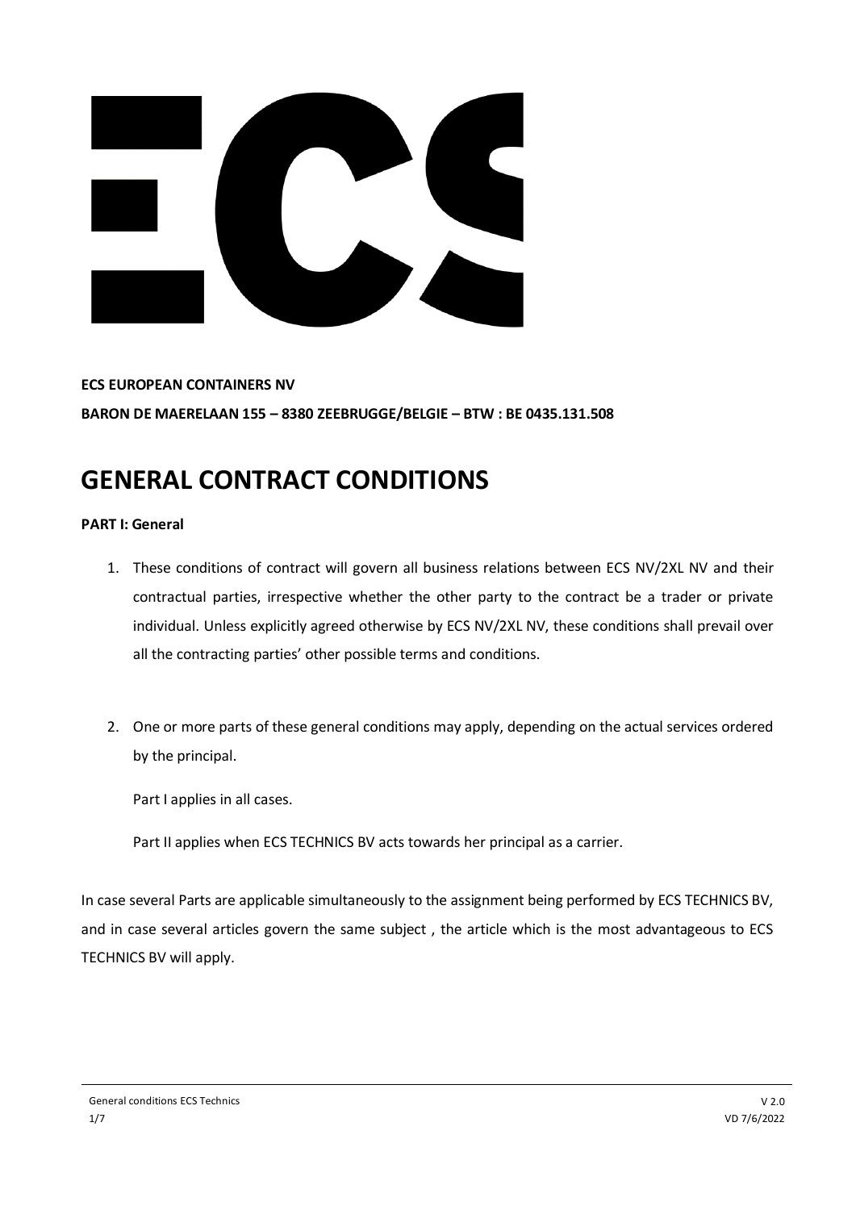**ECS EUROPEAN CONTAINERS NV**

**BARON DE MAERELAAN 155 – 8380 ZEEBRUGGE/BELGIE – BTW : BE 0435.131.508**

# GENERAL CONTRACT CONDITIONS

**PART I: General**

1. These conditions of contract will govern all business relations between ECS NV/2XL NV and their contractual parties, irrespective whether the other party to the contract be a trader or private individual. Unless explicitly agreed otherwise by ECS NV/2XL NV, these conditions shall prevail over all the contracting parties' other possible terms and conditions.

2. One or more parts of these general conditions may apply, depending on the actual services ordered by the principal.

   Part I applies in all cases.

   Part II applies when ECS TECHNICS BV acts towards her principal as a carrier.

In case several Parts are applicable simultaneously to the assignment being performed by ECS TECHNICS BV, and in case several articles govern the same subject , the article which is the most advantageous to ECS TECHNICS BV will apply.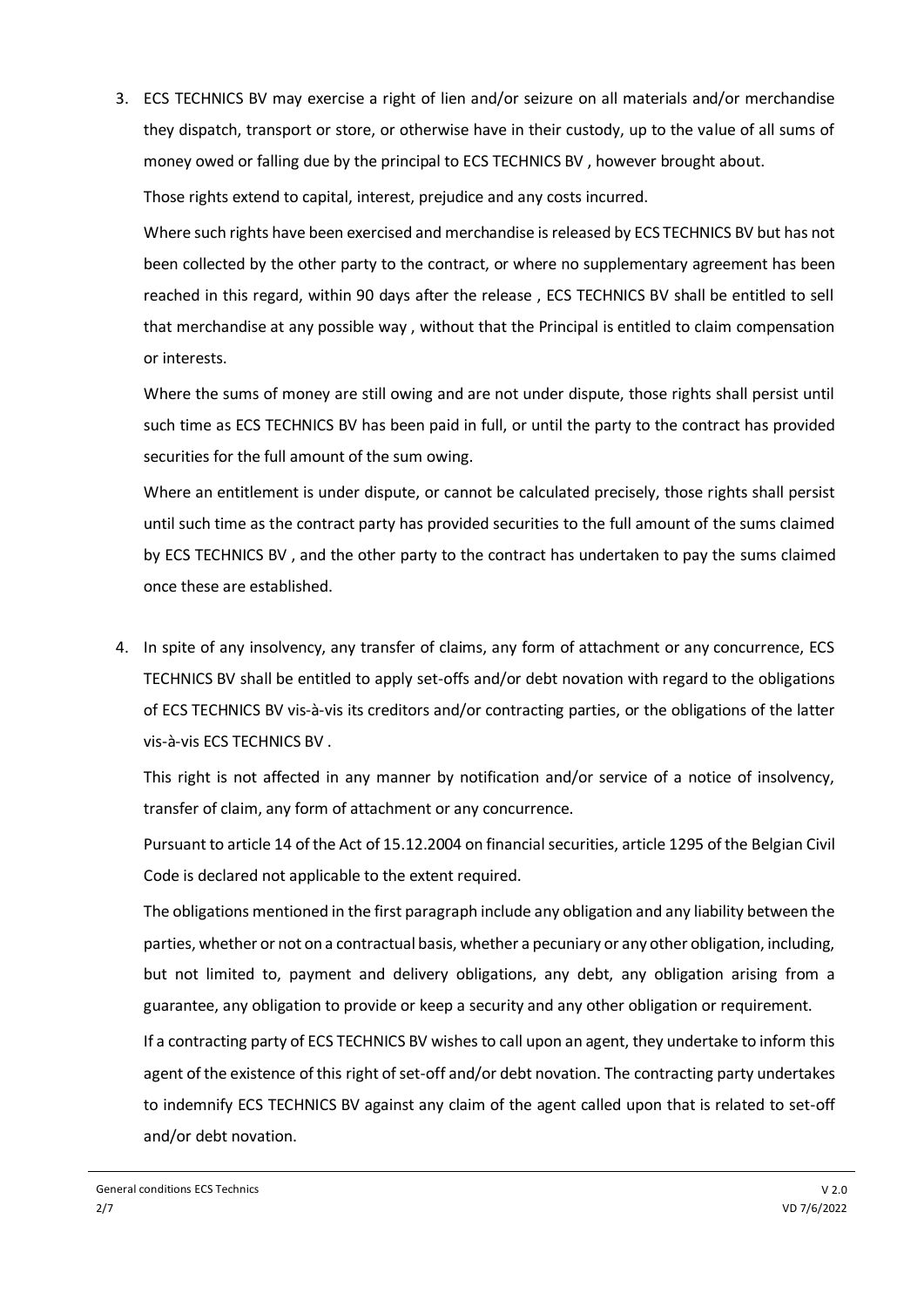3. ECS TECHNICS BV may exercise a right of lien and/or seizure on all materials and/or merchandise they dispatch, transport or store, or otherwise have in their custody, up to the value of all sums of money owed or falling due by the principal to ECS TECHNICS BV , however brought about.

   Those rights extend to capital, interest, prejudice and any costs incurred.

   Where such rights have been exercised and merchandise is released by ECS TECHNICS BV but has not been collected by the other party to the contract, or where no supplementary agreement has been reached in this regard, within 90 days after the release , ECS TECHNICS BV shall be entitled to sell that merchandise at any possible way , without that the Principal is entitled to claim compensation or interests.

   Where the sums of money are still owing and are not under dispute, those rights shall persist until such time as ECS TECHNICS BV has been paid in full, or until the party to the contract has provided securities for the full amount of the sum owing.

   Where an entitlement is under dispute, or cannot be calculated precisely, those rights shall persist until such time as the contract party has provided securities to the full amount of the sums claimed by ECS TECHNICS BV , and the other party to the contract has undertaken to pay the sums claimed once these are established.

4. In spite of any insolvency, any transfer of claims, any form of attachment or any concurrence, ECS TECHNICS BV shall be entitled to apply set-offs and/or debt novation with regard to the obligations of ECS TECHNICS BV vis-à-vis its creditors and/or contracting parties, or the obligations of the latter vis-à-vis ECS TECHNICS BV .

   This right is not affected in any manner by notification and/or service of a notice of insolvency, transfer of claim, any form of attachment or any concurrence.

   Pursuant to article 14 of the Act of 15.12.2004 on financial securities, article 1295 of the Belgian Civil Code is declared not applicable to the extent required.

   The obligations mentioned in the first paragraph include any obligation and any liability between the parties, whether or not on a contractual basis, whether a pecuniary or any other obligation, including, but not limited to, payment and delivery obligations, any debt, any obligation arising from a guarantee, any obligation to provide or keep a security and any other obligation or requirement.

   If a contracting party of ECS TECHNICS BV wishes to call upon an agent, they undertake to inform this agent of the existence of this right of set-off and/or debt novation. The contracting party undertakes to indemnify ECS TECHNICS BV against any claim of the agent called upon that is related to set-off and/or debt novation.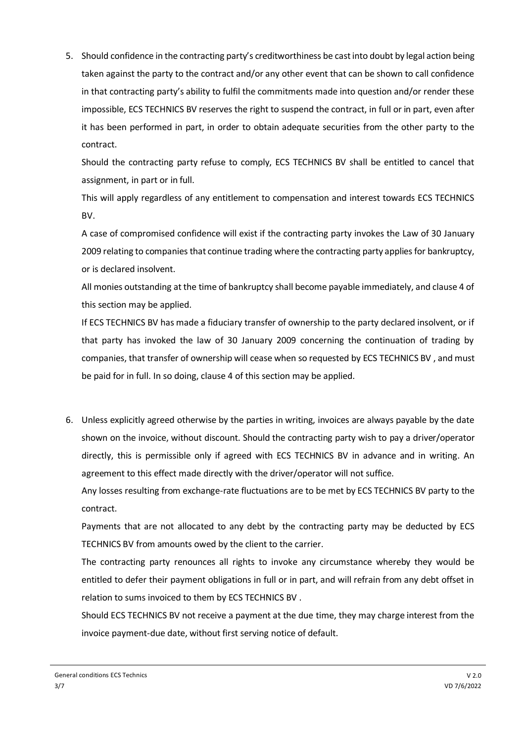5. Should confidence in the contracting party's creditworthiness be cast into doubt by legal action being taken against the party to the contract and/or any other event that can be shown to call confidence in that contracting party's ability to fulfil the commitments made into question and/or render these impossible, ECS TECHNICS BV reserves the right to suspend the contract, in full or in part, even after it has been performed in part, in order to obtain adequate securities from the other party to the contract.

   Should the contracting party refuse to comply, ECS TECHNICS BV shall be entitled to cancel that assignment, in part or in full.

   This will apply regardless of any entitlement to compensation and interest towards ECS TECHNICS BV.

   A case of compromised confidence will exist if the contracting party invokes the Law of 30 January 2009 relating to companies that continue trading where the contracting party applies for bankruptcy, or is declared insolvent.

   All monies outstanding at the time of bankruptcy shall become payable immediately, and clause 4 of this section may be applied.

   If ECS TECHNICS BV has made a fiduciary transfer of ownership to the party declared insolvent, or if that party has invoked the law of 30 January 2009 concerning the continuation of trading by companies, that transfer of ownership will cease when so requested by ECS TECHNICS BV , and must be paid for in full. In so doing, clause 4 of this section may be applied.

6. Unless explicitly agreed otherwise by the parties in writing, invoices are always payable by the date shown on the invoice, without discount. Should the contracting party wish to pay a driver/operator directly, this is permissible only if agreed with ECS TECHNICS BV in advance and in writing. An agreement to this effect made directly with the driver/operator will not suffice.

   Any losses resulting from exchange-rate fluctuations are to be met by ECS TECHNICS BV party to the contract.

   Payments that are not allocated to any debt by the contracting party may be deducted by ECS TECHNICS BV from amounts owed by the client to the carrier.

   The contracting party renounces all rights to invoke any circumstance whereby they would be entitled to defer their payment obligations in full or in part, and will refrain from any debt offset in relation to sums invoiced to them by ECS TECHNICS BV .

   Should ECS TECHNICS BV not receive a payment at the due time, they may charge interest from the invoice payment-due date, without first serving notice of default.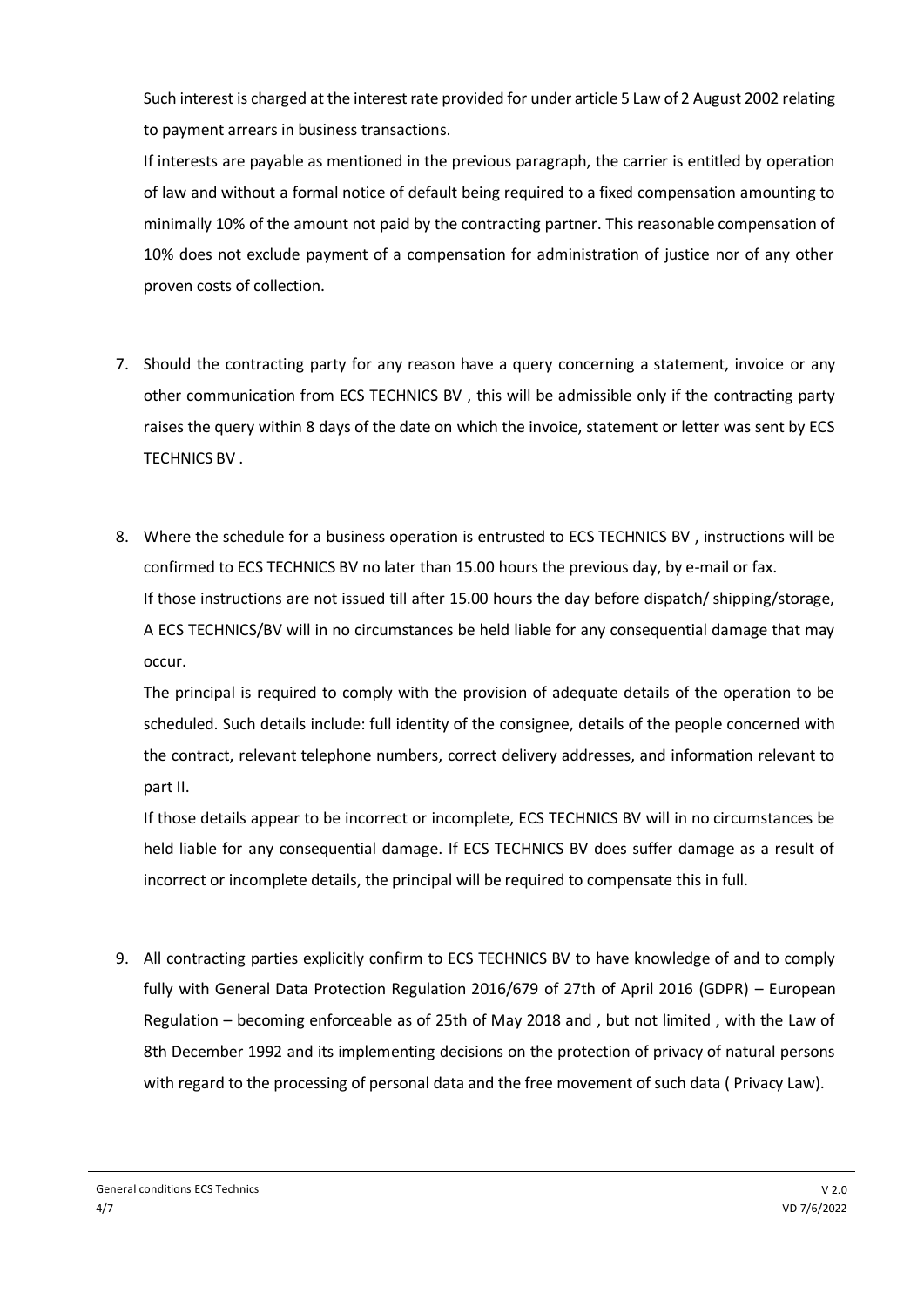Such interest is charged at the interest rate provided for under article 5 Law of 2 August 2002 relating to payment arrears in business transactions.

If interests are payable as mentioned in the previous paragraph, the carrier is entitled by operation of law and without a formal notice of default being required to a fixed compensation amounting to minimally 10% of the amount not paid by the contracting partner. This reasonable compensation of 10% does not exclude payment of a compensation for administration of justice nor of any other proven costs of collection.

7. Should the contracting party for any reason have a query concerning a statement, invoice or any other communication from ECS TECHNICS BV , this will be admissible only if the contracting party raises the query within 8 days of the date on which the invoice, statement or letter was sent by ECS TECHNICS BV .

8. Where the schedule for a business operation is entrusted to ECS TECHNICS BV , instructions will be confirmed to ECS TECHNICS BV no later than 15.00 hours the previous day, by e-mail or fax.

   If those instructions are not issued till after 15.00 hours the day before dispatch/ shipping/storage, A ECS TECHNICS/BV will in no circumstances be held liable for any consequential damage that may occur.

   The principal is required to comply with the provision of adequate details of the operation to be scheduled. Such details include: full identity of the consignee, details of the people concerned with the contract, relevant telephone numbers, correct delivery addresses, and information relevant to part II.

   If those details appear to be incorrect or incomplete, ECS TECHNICS BV will in no circumstances be held liable for any consequential damage. If ECS TECHNICS BV does suffer damage as a result of incorrect or incomplete details, the principal will be required to compensate this in full.

9. All contracting parties explicitly confirm to ECS TECHNICS BV to have knowledge of and to comply fully with General Data Protection Regulation 2016/679 of 27th of April 2016 (GDPR) – European Regulation – becoming enforceable as of 25th of May 2018 and , but not limited , with the Law of 8th December 1992 and its implementing decisions on the protection of privacy of natural persons with regard to the processing of personal data and the free movement of such data ( Privacy Law).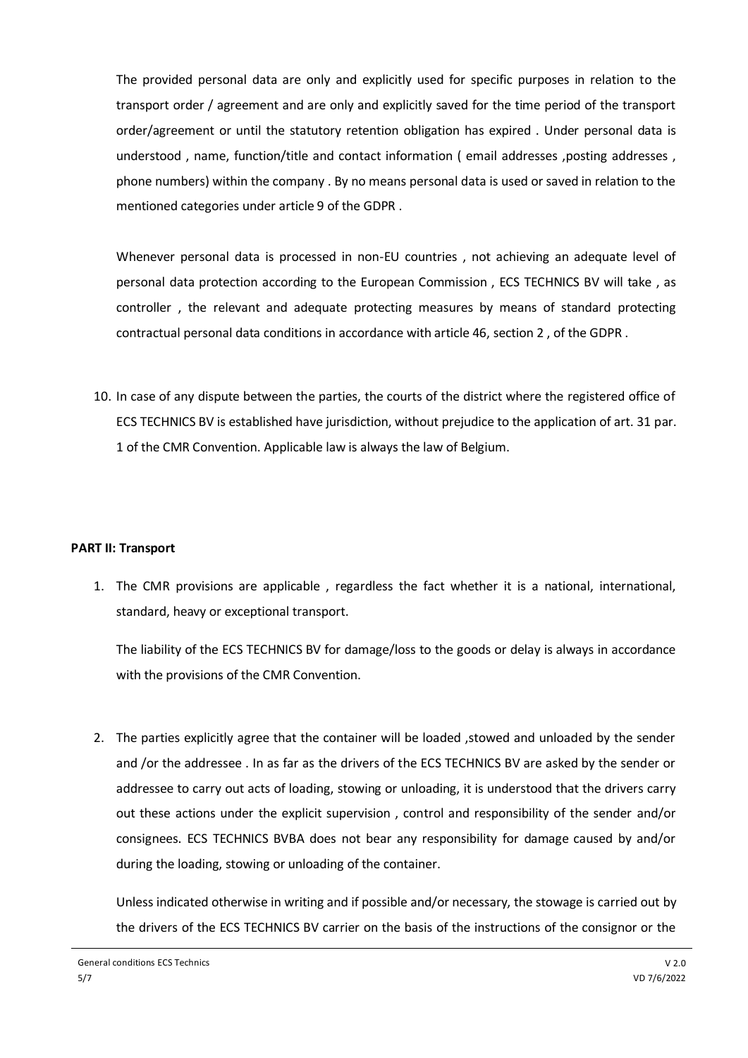The provided personal data are only and explicitly used for specific purposes in relation to the transport order / agreement and are only and explicitly saved for the time period of the transport order/agreement or until the statutory retention obligation has expired . Under personal data is understood , name, function/title and contact information ( email addresses ,posting addresses , phone numbers) within the company . By no means personal data is used or saved in relation to the mentioned categories under article 9 of the GDPR .

Whenever personal data is processed in non-EU countries , not achieving an adequate level of personal data protection according to the European Commission , ECS TECHNICS BV will take , as controller , the relevant and adequate protecting measures by means of standard protecting contractual personal data conditions in accordance with article 46, section 2 , of the GDPR .

10. In case of any dispute between the parties, the courts of the district where the registered office of ECS TECHNICS BV is established have jurisdiction, without prejudice to the application of art. 31 par. 1 of the CMR Convention. Applicable law is always the law of Belgium.

**PART II: Transport**

1. The CMR provisions are applicable , regardless the fact whether it is a national, international, standard, heavy or exceptional transport.

   The liability of the ECS TECHNICS BV for damage/loss to the goods or delay is always in accordance with the provisions of the CMR Convention.

2. The parties explicitly agree that the container will be loaded ,stowed and unloaded by the sender and /or the addressee . In as far as the drivers of the ECS TECHNICS BV are asked by the sender or addressee to carry out acts of loading, stowing or unloading, it is understood that the drivers carry out these actions under the explicit supervision , control and responsibility of the sender and/or consignees. ECS TECHNICS BVBA does not bear any responsibility for damage caused by and/or during the loading, stowing or unloading of the container.

   Unless indicated otherwise in writing and if possible and/or necessary, the stowage is carried out by the drivers of the ECS TECHNICS BV carrier on the basis of the instructions of the consignor or the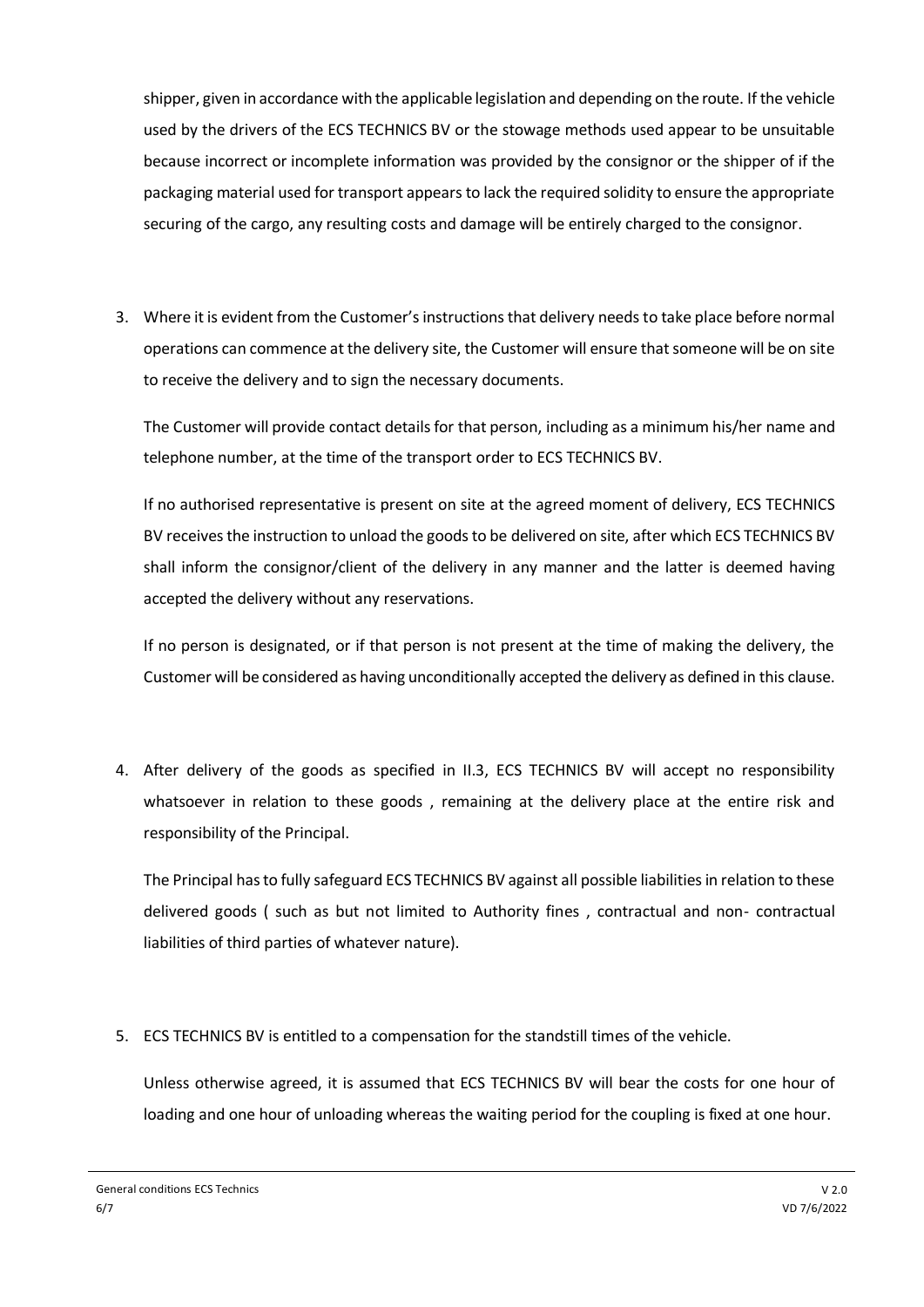shipper, given in accordance with the applicable legislation and depending on the route. If the vehicle used by the drivers of the ECS TECHNICS BV or the stowage methods used appear to be unsuitable because incorrect or incomplete information was provided by the consignor or the shipper of if the packaging material used for transport appears to lack the required solidity to ensure the appropriate securing of the cargo, any resulting costs and damage will be entirely charged to the consignor.

3. Where it is evident from the Customer's instructions that delivery needs to take place before normal operations can commence at the delivery site, the Customer will ensure that someone will be on site to receive the delivery and to sign the necessary documents.

   The Customer will provide contact details for that person, including as a minimum his/her name and telephone number, at the time of the transport order to ECS TECHNICS BV.

   If no authorised representative is present on site at the agreed moment of delivery, ECS TECHNICS BV receives the instruction to unload the goods to be delivered on site, after which ECS TECHNICS BV shall inform the consignor/client of the delivery in any manner and the latter is deemed having accepted the delivery without any reservations.

   If no person is designated, or if that person is not present at the time of making the delivery, the Customer will be considered as having unconditionally accepted the delivery as defined in this clause.

4. After delivery of the goods as specified in II.3, ECS TECHNICS BV will accept no responsibility whatsoever in relation to these goods , remaining at the delivery place at the entire risk and responsibility of the Principal.

   The Principal has to fully safeguard ECS TECHNICS BV against all possible liabilities in relation to these delivered goods ( such as but not limited to Authority fines , contractual and non- contractual liabilities of third parties of whatever nature).

5. ECS TECHNICS BV is entitled to a compensation for the standstill times of the vehicle.

   Unless otherwise agreed, it is assumed that ECS TECHNICS BV will bear the costs for one hour of loading and one hour of unloading whereas the waiting period for the coupling is fixed at one hour.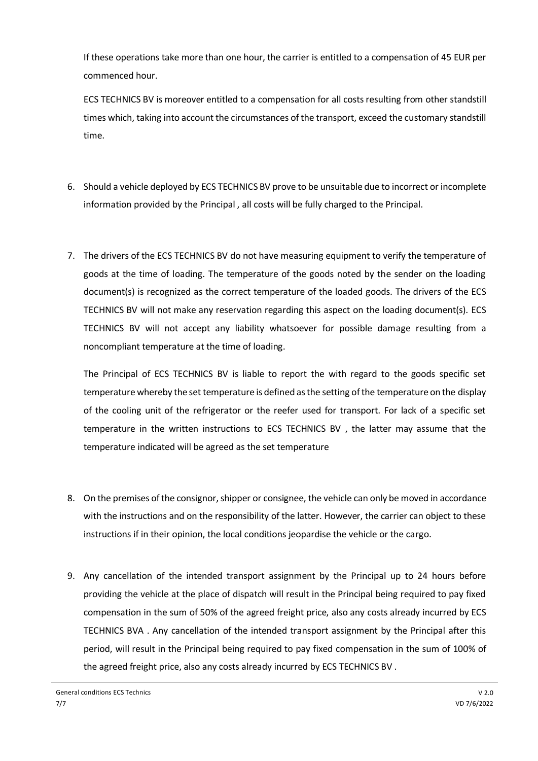If these operations take more than one hour, the carrier is entitled to a compensation of 45 EUR per commenced hour.

ECS TECHNICS BV is moreover entitled to a compensation for all costs resulting from other standstill times which, taking into account the circumstances of the transport, exceed the customary standstill time.

6. Should a vehicle deployed by ECS TECHNICS BV prove to be unsuitable due to incorrect or incomplete information provided by the Principal , all costs will be fully charged to the Principal.

7. The drivers of the ECS TECHNICS BV do not have measuring equipment to verify the temperature of goods at the time of loading. The temperature of the goods noted by the sender on the loading document(s) is recognized as the correct temperature of the loaded goods. The drivers of the ECS TECHNICS BV will not make any reservation regarding this aspect on the loading document(s). ECS TECHNICS BV will not accept any liability whatsoever for possible damage resulting from a noncompliant temperature at the time of loading.

   The Principal of ECS TECHNICS BV is liable to report the with regard to the goods specific set temperature whereby the set temperature is defined as the setting of the temperature on the display of the cooling unit of the refrigerator or the reefer used for transport. For lack of a specific set temperature in the written instructions to ECS TECHNICS BV , the latter may assume that the temperature indicated will be agreed as the set temperature

8. On the premises of the consignor, shipper or consignee, the vehicle can only be moved in accordance with the instructions and on the responsibility of the latter. However, the carrier can object to these instructions if in their opinion, the local conditions jeopardise the vehicle or the cargo.

9. Any cancellation of the intended transport assignment by the Principal up to 24 hours before providing the vehicle at the place of dispatch will result in the Principal being required to pay fixed compensation in the sum of 50% of the agreed freight price, also any costs already incurred by ECS TECHNICS BVA . Any cancellation of the intended transport assignment by the Principal after this period, will result in the Principal being required to pay fixed compensation in the sum of 100% of the agreed freight price, also any costs already incurred by ECS TECHNICS BV .